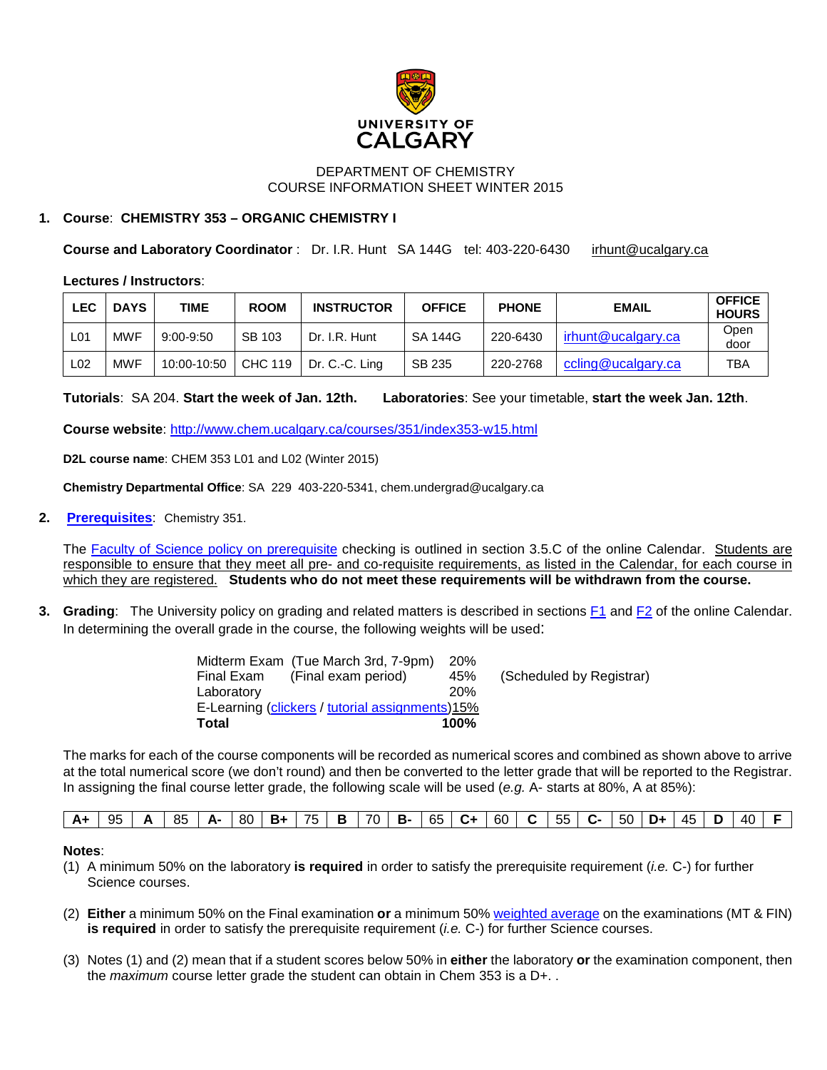UNIVERSITY OF CALGARY

DEPARTMENT OF CHEMISTRY
COURSE INFORMATION SHEET WINTER 2015

**1. Course**: **CHEMISTRY 353 – ORGANIC CHEMISTRY I**

**Course and Laboratory Coordinator** : Dr. I.R. Hunt SA 144G tel: 403-220-6430 irhunt@ucalgary.ca

**Lectures / Instructors**:

| LEC | DAYS | TIME | ROOM | INSTRUCTOR | OFFICE | PHONE | EMAIL | OFFICE HOURS |
|---|---|---|---|---|---|---|---|---|
| L01 | MWF | 9:00-9:50 | SB 103 | Dr. I.R. Hunt | SA 144G | 220-6430 | irhunt@ucalgary.ca | Open door |
| L02 | MWF | 10:00-10:50 | CHC 119 | Dr. C.-C. Ling | SB 235 | 220-2768 | ccling@ucalgary.ca | TBA |

**Tutorials**: SA 204. **Start the week of Jan. 12th.** **Laboratories**: See your timetable, **start the week Jan. 12th**.

**Course website**: http://www.chem.ucalgary.ca/courses/351/index353-w15.html

**D2L course name**: CHEM 353 L01 and L02 (Winter 2015)

**Chemistry Departmental Office**: SA 229 403-220-5341, chem.undergrad@ucalgary.ca

**2. Prerequisites**: Chemistry 351.

The Faculty of Science policy on prerequisite checking is outlined in section 3.5.C of the online Calendar. Students are responsible to ensure that they meet all pre- and co-requisite requirements, as listed in the Calendar, for each course in which they are registered. **Students who do not meet these requirements will be withdrawn from the course.**

**3. Grading**: The University policy on grading and related matters is described in sections F1 and F2 of the online Calendar. In determining the overall grade in the course, the following weights will be used:

| Component | | Weight | |
|---|---|---|---|
| Midterm Exam | (Tue March 3rd, 7-9pm) | 20% | |
| Final Exam | (Final exam period) | 45% | (Scheduled by Registrar) |
| Laboratory | | 20% | |
| E-Learning (clickers / tutorial assignments) | | 15% | |
| **Total** | | **100%** | |

The marks for each of the course components will be recorded as numerical scores and combined as shown above to arrive at the total numerical score (we don't round) and then be converted to the letter grade that will be reported to the Registrar. In assigning the final course letter grade, the following scale will be used (*e.g.* A- starts at 80%, A at 85%):

| A+ | 95 | A | 85 | A- | 80 | B+ | 75 | B | 70 | B- | 65 | C+ | 60 | C | 55 | C- | 50 | D+ | 45 | D | 40 | F |
|---|---|---|---|---|---|---|---|---|---|---|---|---|---|---|---|---|---|---|---|---|---|---|

**Notes**:

(1) A minimum 50% on the laboratory **is required** in order to satisfy the prerequisite requirement (*i.e.* C-) for further Science courses.

(2) **Either** a minimum 50% on the Final examination **or** a minimum 50% weighted average on the examinations (MT & FIN) **is required** in order to satisfy the prerequisite requirement (*i.e.* C-) for further Science courses.

(3) Notes (1) and (2) mean that if a student scores below 50% in **either** the laboratory **or** the examination component, then the *maximum* course letter grade the student can obtain in Chem 353 is a D+. .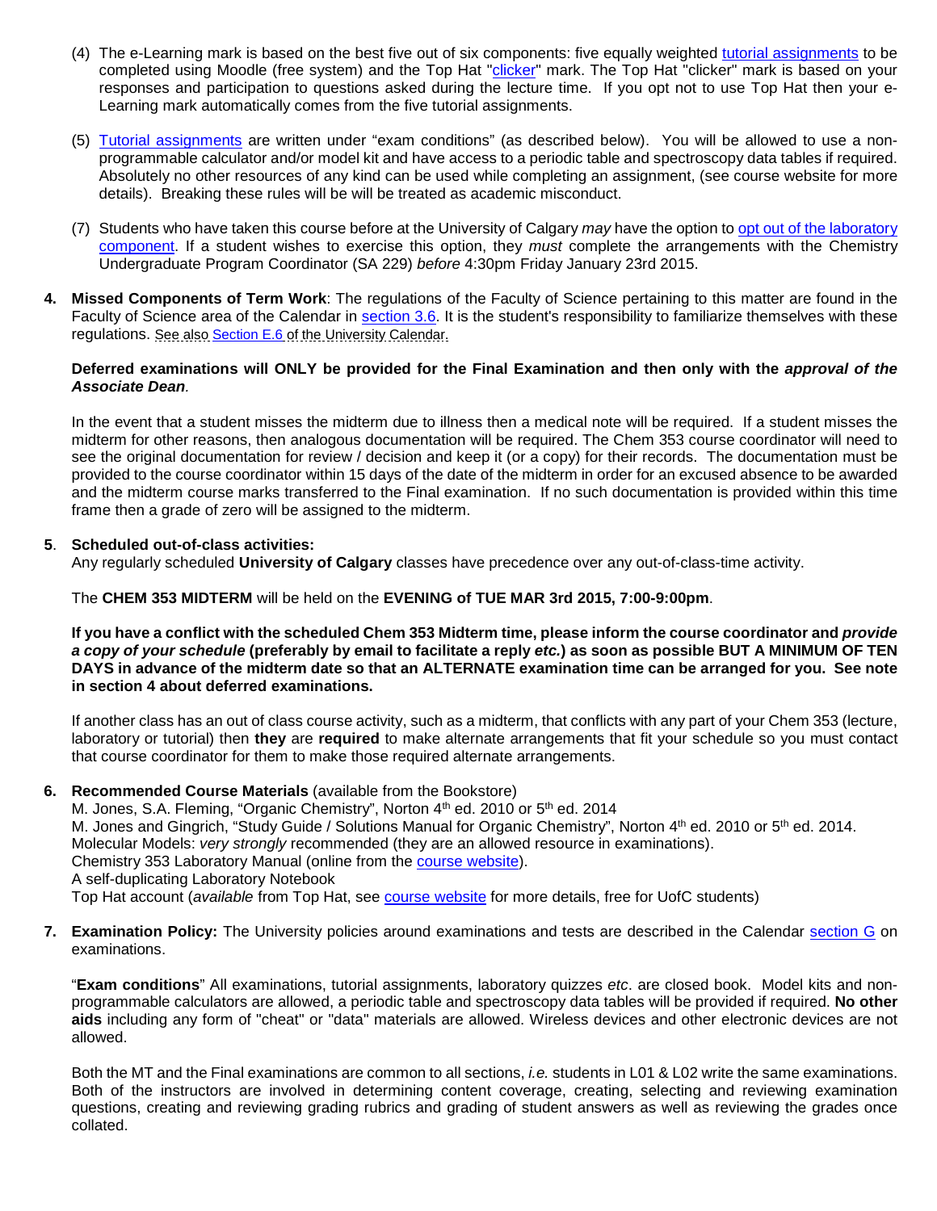(4) The e-Learning mark is based on the best five out of six components: five equally weighted [tutorial assignments] to be completed using Moodle (free system) and the Top Hat "[clicker]" mark. The Top Hat "clicker" mark is based on your responses and participation to questions asked during the lecture time. If you opt not to use Top Hat then your e-Learning mark automatically comes from the five tutorial assignments.

(5) [Tutorial assignments] are written under "exam conditions" (as described below). You will be allowed to use a non-programmable calculator and/or model kit and have access to a periodic table and spectroscopy data tables if required. Absolutely no other resources of any kind can be used while completing an assignment, (see course website for more details). Breaking these rules will be will be treated as academic misconduct.

(7) Students who have taken this course before at the University of Calgary *may* have the option to [opt out of the laboratory component]. If a student wishes to exercise this option, they *must* complete the arrangements with the Chemistry Undergraduate Program Coordinator (SA 229) *before* 4:30pm Friday January 23rd 2015.

**4. Missed Components of Term Work**: The regulations of the Faculty of Science pertaining to this matter are found in the Faculty of Science area of the Calendar in [section 3.6]. It is the student's responsibility to familiarize themselves with these regulations. See also [Section E.6] of the University Calendar.

**Deferred examinations will ONLY be provided for the Final Examination and then only with the *approval of the Associate Dean*.**

In the event that a student misses the midterm due to illness then a medical note will be required. If a student misses the midterm for other reasons, then analogous documentation will be required. The Chem 353 course coordinator will need to see the original documentation for review / decision and keep it (or a copy) for their records. The documentation must be provided to the course coordinator within 15 days of the date of the midterm in order for an excused absence to be awarded and the midterm course marks transferred to the Final examination. If no such documentation is provided within this time frame then a grade of zero will be assigned to the midterm.

**5. Scheduled out-of-class activities:**

Any regularly scheduled **University of Calgary** classes have precedence over any out-of-class-time activity.

The **CHEM 353 MIDTERM** will be held on the **EVENING of TUE MAR 3rd 2015, 7:00-9:00pm**.

**If you have a conflict with the scheduled Chem 353 Midterm time, please inform the course coordinator and *provide a copy of your schedule* (preferably by email to facilitate a reply *etc.*) as soon as possible BUT A MINIMUM OF TEN DAYS in advance of the midterm date so that an ALTERNATE examination time can be arranged for you. See note in section 4 about deferred examinations.**

If another class has an out of class course activity, such as a midterm, that conflicts with any part of your Chem 353 (lecture, laboratory or tutorial) then **they** are **required** to make alternate arrangements that fit your schedule so you must contact that course coordinator for them to make those required alternate arrangements.

**6. Recommended Course Materials** (available from the Bookstore)

M. Jones, S.A. Fleming, "Organic Chemistry", Norton 4th ed. 2010 or 5th ed. 2014
M. Jones and Gingrich, "Study Guide / Solutions Manual for Organic Chemistry", Norton 4th ed. 2010 or 5th ed. 2014.
Molecular Models: *very strongly* recommended (they are an allowed resource in examinations).
Chemistry 353 Laboratory Manual (online from the [course website]).
A self-duplicating Laboratory Notebook
Top Hat account (*available* from Top Hat, see [course website] for more details, free for UofC students)

**7. Examination Policy:** The University policies around examinations and tests are described in the Calendar [section G] on examinations.

"**Exam conditions**" All examinations, tutorial assignments, laboratory quizzes *etc*. are closed book. Model kits and non-programmable calculators are allowed, a periodic table and spectroscopy data tables will be provided if required. **No other aids** including any form of "cheat" or "data" materials are allowed. Wireless devices and other electronic devices are not allowed.

Both the MT and the Final examinations are common to all sections, *i.e.* students in L01 & L02 write the same examinations. Both of the instructors are involved in determining content coverage, creating, selecting and reviewing examination questions, creating and reviewing grading rubrics and grading of student answers as well as reviewing the grades once collated.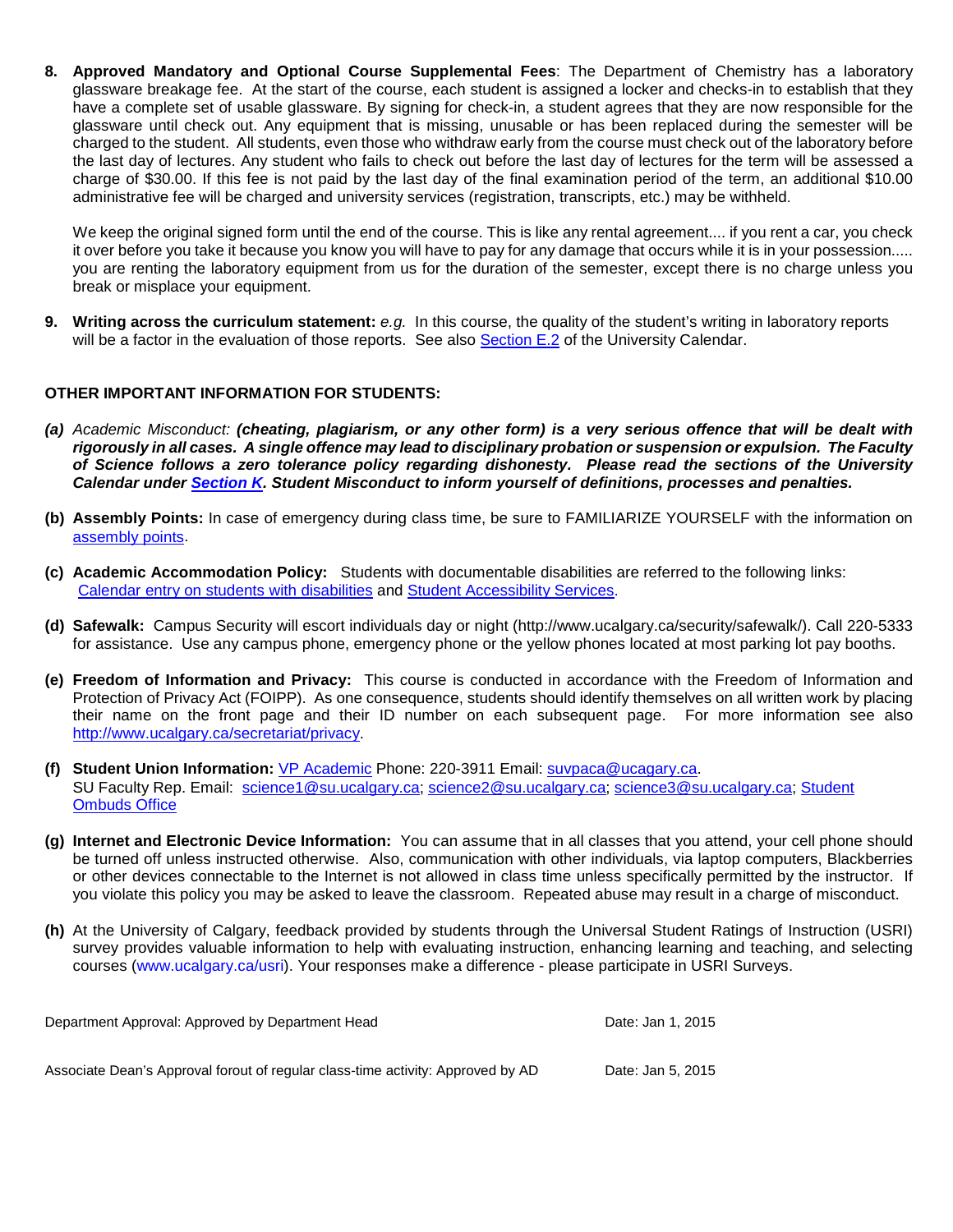8. **Approved Mandatory and Optional Course Supplemental Fees**: The Department of Chemistry has a laboratory glassware breakage fee. At the start of the course, each student is assigned a locker and checks-in to establish that they have a complete set of usable glassware. By signing for check-in, a student agrees that they are now responsible for the glassware until check out. Any equipment that is missing, unusable or has been replaced during the semester will be charged to the student. All students, even those who withdraw early from the course must check out of the laboratory before the last day of lectures. Any student who fails to check out before the last day of lectures for the term will be assessed a charge of $30.00. If this fee is not paid by the last day of the final examination period of the term, an additional $10.00 administrative fee will be charged and university services (registration, transcripts, etc.) may be withheld.

   We keep the original signed form until the end of the course. This is like any rental agreement.... if you rent a car, you check it over before you take it because you know you will have to pay for any damage that occurs while it is in your possession..... you are renting the laboratory equipment from us for the duration of the semester, except there is no charge unless you break or misplace your equipment.

9. **Writing across the curriculum statement:** *e.g.* In this course, the quality of the student's writing in laboratory reports will be a factor in the evaluation of those reports. See also [Section E.2] of the University Calendar.

**OTHER IMPORTANT INFORMATION FOR STUDENTS:**

**(a)** *Academic Misconduct:* ***(cheating, plagiarism, or any other form) is a very serious offence that will be dealt with rigorously in all cases. A single offence may lead to disciplinary probation or suspension or expulsion. The Faculty of Science follows a zero tolerance policy regarding dishonesty. Please read the sections of the University Calendar under [Section K]. Student Misconduct to inform yourself of definitions, processes and penalties.***

**(b) Assembly Points:** In case of emergency during class time, be sure to FAMILIARIZE YOURSELF with the information on assembly points.

**(c) Academic Accommodation Policy:** Students with documentable disabilities are referred to the following links: Calendar entry on students with disabilities and Student Accessibility Services.

**(d) Safewalk:** Campus Security will escort individuals day or night (http://www.ucalgary.ca/security/safewalk/). Call 220-5333 for assistance. Use any campus phone, emergency phone or the yellow phones located at most parking lot pay booths.

**(e) Freedom of Information and Privacy:** This course is conducted in accordance with the Freedom of Information and Protection of Privacy Act (FOIPP). As one consequence, students should identify themselves on all written work by placing their name on the front page and their ID number on each subsequent page. For more information see also http://www.ucalgary.ca/secretariat/privacy.

**(f) Student Union Information:** VP Academic Phone: 220-3911 Email: suvpaca@ucagary.ca.
SU Faculty Rep. Email: science1@su.ucalgary.ca; science2@su.ucalgary.ca; science3@su.ucalgary.ca; Student Ombuds Office

**(g) Internet and Electronic Device Information:** You can assume that in all classes that you attend, your cell phone should be turned off unless instructed otherwise. Also, communication with other individuals, via laptop computers, Blackberries or other devices connectable to the Internet is not allowed in class time unless specifically permitted by the instructor. If you violate this policy you may be asked to leave the classroom. Repeated abuse may result in a charge of misconduct.

**(h)** At the University of Calgary, feedback provided by students through the Universal Student Ratings of Instruction (USRI) survey provides valuable information to help with evaluating instruction, enhancing learning and teaching, and selecting courses (www.ucalgary.ca/usri). Your responses make a difference - please participate in USRI Surveys.

Department Approval: Approved by Department Head Date: Jan 1, 2015

Associate Dean's Approval forout of regular class-time activity: Approved by AD Date: Jan 5, 2015